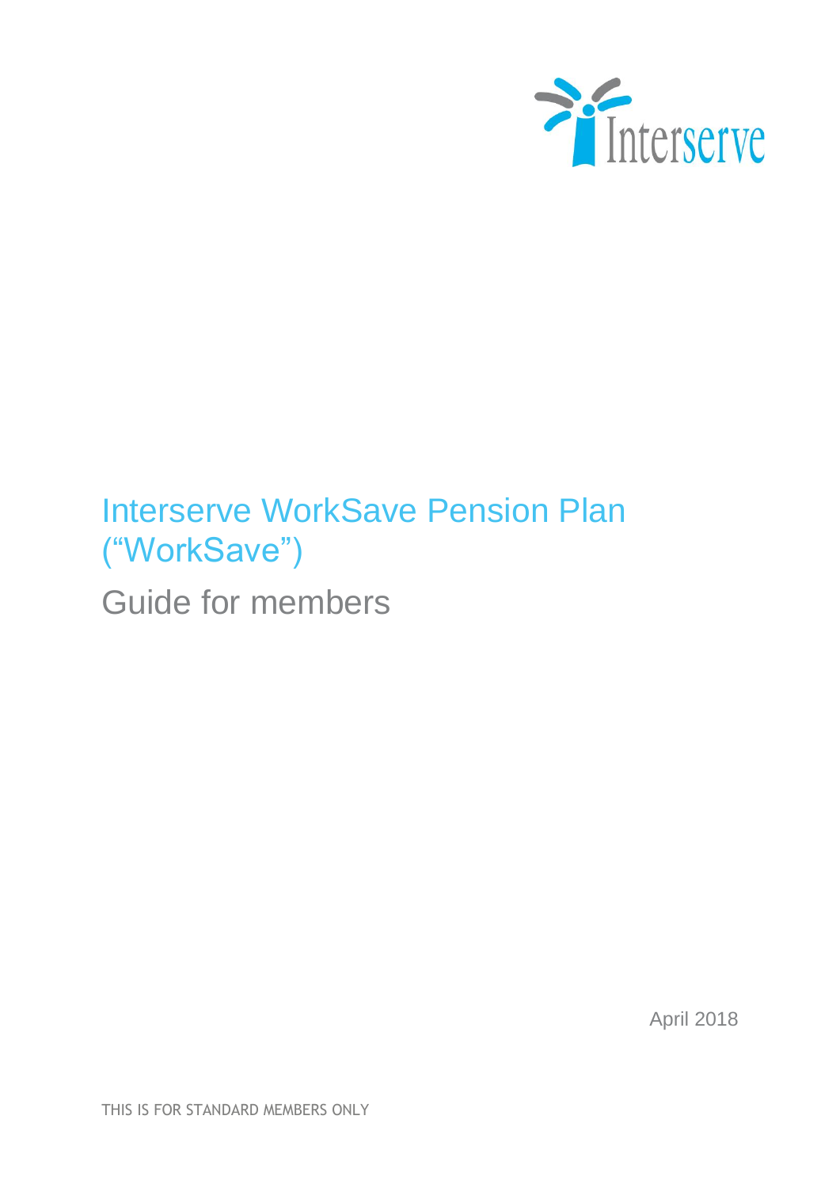Interserve

# Interserve WorkSave Pension Plan ("WorkSave")

## Guide for members

April 2018

THIS IS FOR STANDARD MEMBERS ONLY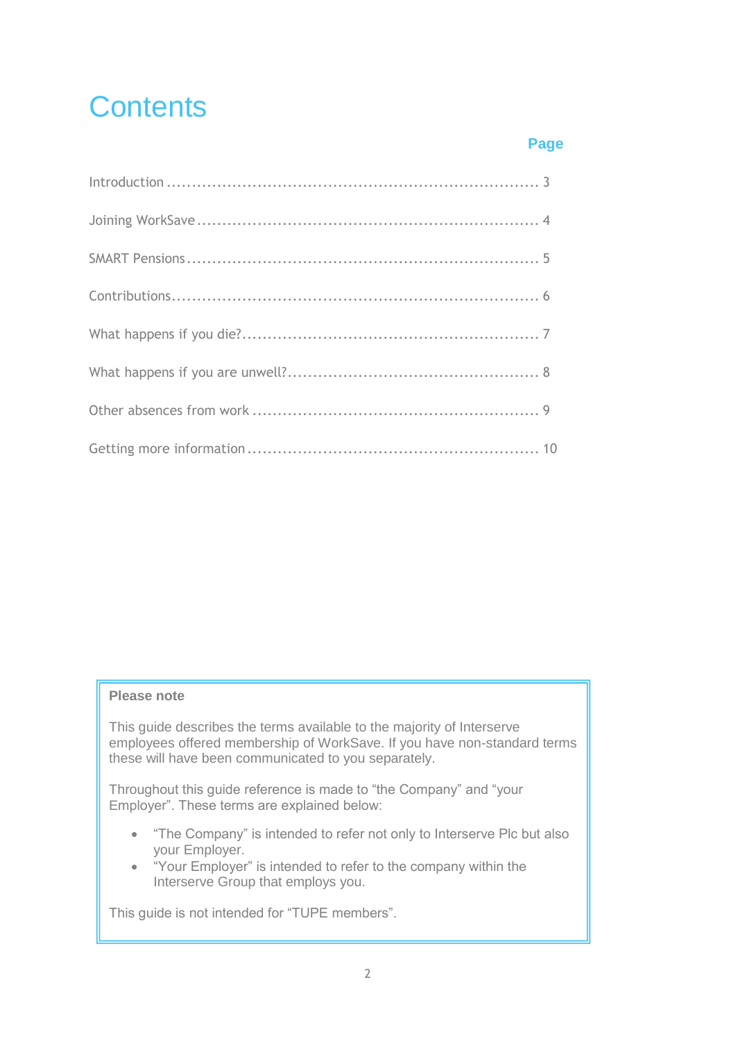# Contents

| | Page |
|---|---|
| Introduction | 3 |
| Joining WorkSave | 4 |
| SMART Pensions | 5 |
| Contributions | 6 |
| What happens if you die? | 7 |
| What happens if you are unwell? | 8 |
| Other absences from work | 9 |
| Getting more information | 10 |

**Please note**

This guide describes the terms available to the majority of Interserve employees offered membership of WorkSave. If you have non-standard terms these will have been communicated to you separately.

Throughout this guide reference is made to "the Company" and "your Employer". These terms are explained below:

- "The Company" is intended to refer not only to Interserve Plc but also your Employer.
- "Your Employer" is intended to refer to the company within the Interserve Group that employs you.

This guide is not intended for "TUPE members".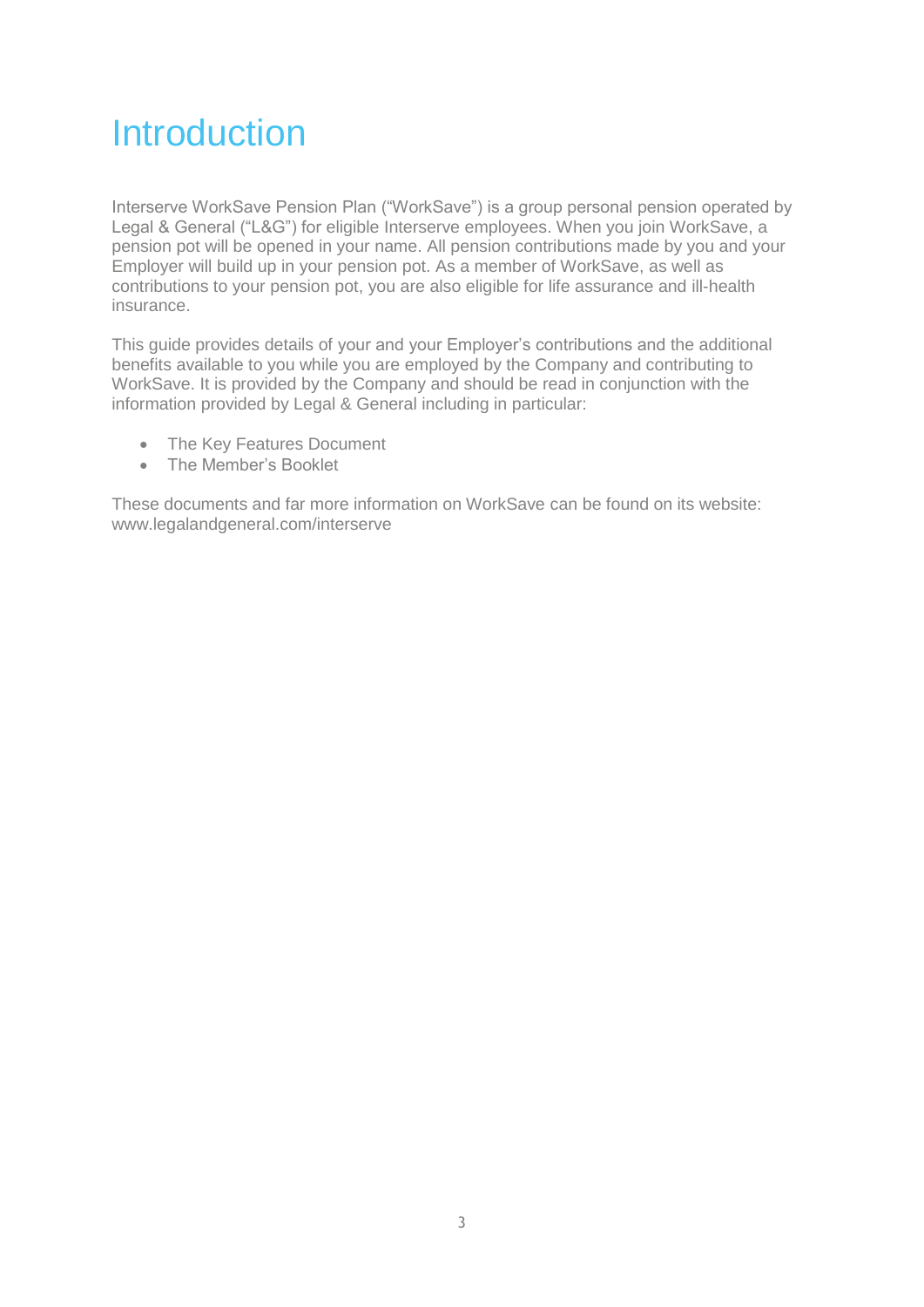# Introduction

Interserve WorkSave Pension Plan ("WorkSave") is a group personal pension operated by Legal & General ("L&G") for eligible Interserve employees. When you join WorkSave, a pension pot will be opened in your name. All pension contributions made by you and your Employer will build up in your pension pot. As a member of WorkSave, as well as contributions to your pension pot, you are also eligible for life assurance and ill-health insurance.

This guide provides details of your and your Employer's contributions and the additional benefits available to you while you are employed by the Company and contributing to WorkSave. It is provided by the Company and should be read in conjunction with the information provided by Legal & General including in particular:

- The Key Features Document
- The Member's Booklet

These documents and far more information on WorkSave can be found on its website: www.legalandgeneral.com/interserve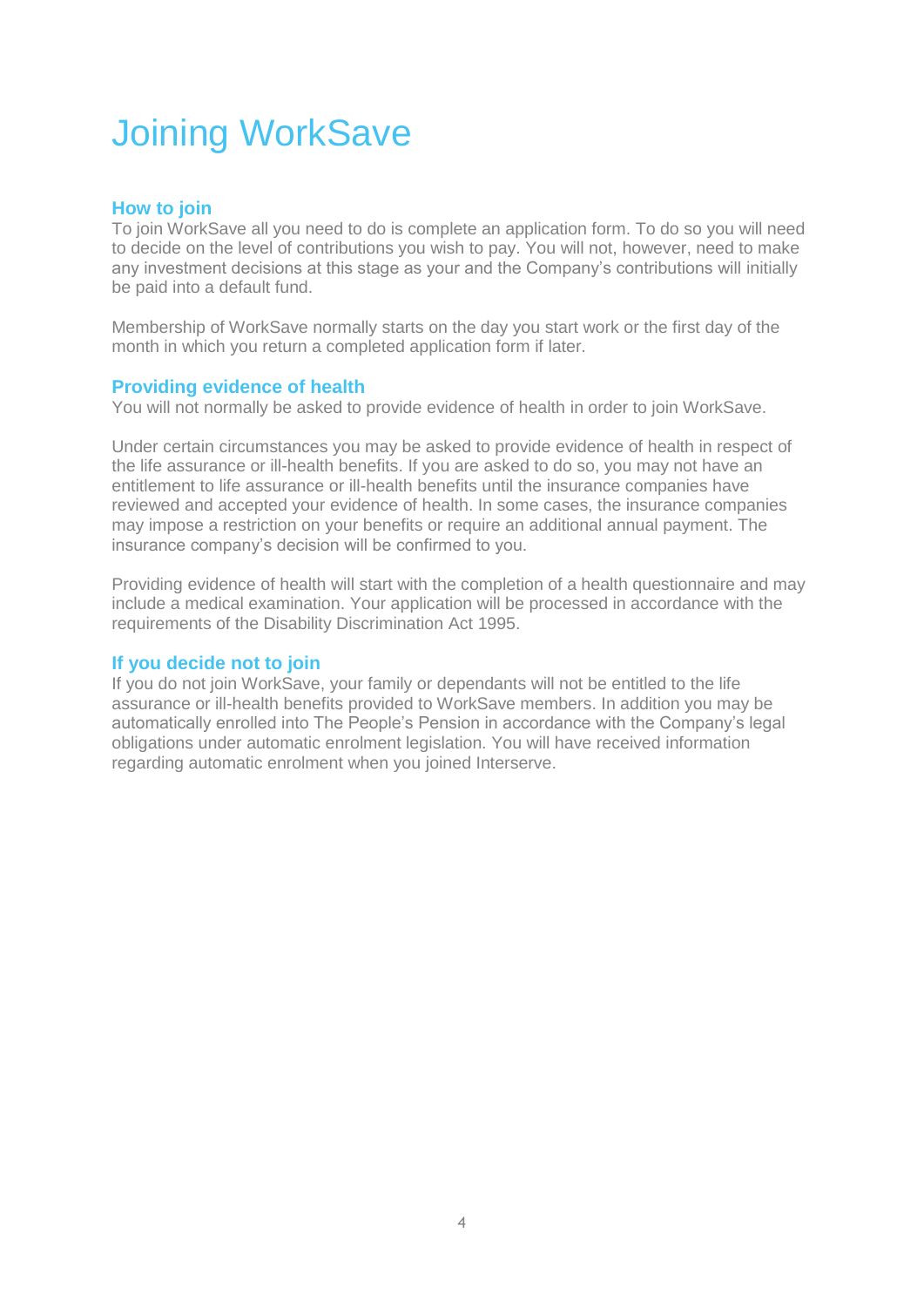# Joining WorkSave

### How to join

To join WorkSave all you need to do is complete an application form. To do so you will need to decide on the level of contributions you wish to pay. You will not, however, need to make any investment decisions at this stage as your and the Company's contributions will initially be paid into a default fund.

Membership of WorkSave normally starts on the day you start work or the first day of the month in which you return a completed application form if later.

### Providing evidence of health

You will not normally be asked to provide evidence of health in order to join WorkSave.

Under certain circumstances you may be asked to provide evidence of health in respect of the life assurance or ill-health benefits. If you are asked to do so, you may not have an entitlement to life assurance or ill-health benefits until the insurance companies have reviewed and accepted your evidence of health. In some cases, the insurance companies may impose a restriction on your benefits or require an additional annual payment. The insurance company's decision will be confirmed to you.

Providing evidence of health will start with the completion of a health questionnaire and may include a medical examination. Your application will be processed in accordance with the requirements of the Disability Discrimination Act 1995.

### If you decide not to join

If you do not join WorkSave, your family or dependants will not be entitled to the life assurance or ill-health benefits provided to WorkSave members. In addition you may be automatically enrolled into The People's Pension in accordance with the Company's legal obligations under automatic enrolment legislation. You will have received information regarding automatic enrolment when you joined Interserve.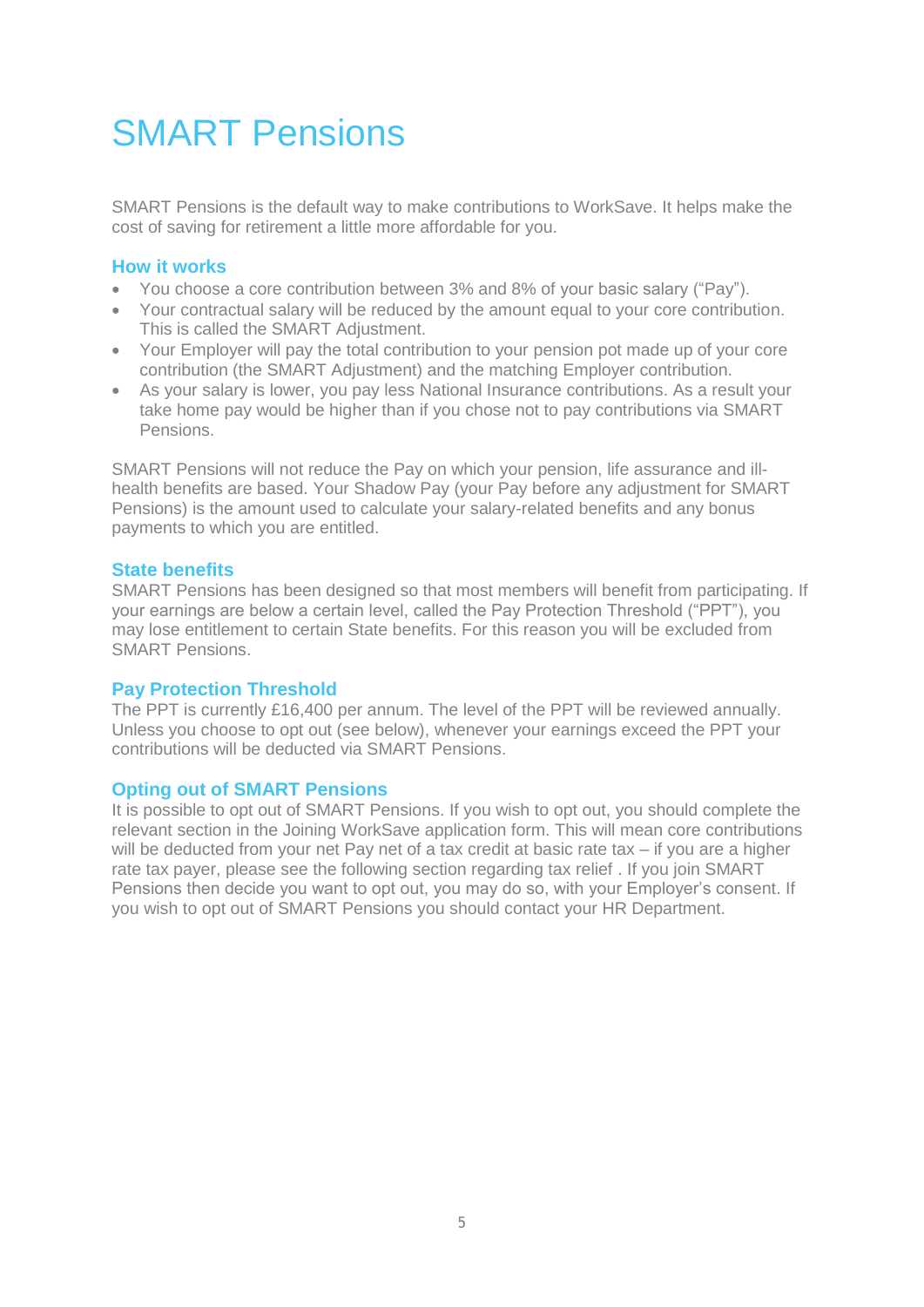# SMART Pensions

SMART Pensions is the default way to make contributions to WorkSave. It helps make the cost of saving for retirement a little more affordable for you.

## How it works

- You choose a core contribution between 3% and 8% of your basic salary ("Pay").
- Your contractual salary will be reduced by the amount equal to your core contribution. This is called the SMART Adjustment.
- Your Employer will pay the total contribution to your pension pot made up of your core contribution (the SMART Adjustment) and the matching Employer contribution.
- As your salary is lower, you pay less National Insurance contributions. As a result your take home pay would be higher than if you chose not to pay contributions via SMART Pensions.

SMART Pensions will not reduce the Pay on which your pension, life assurance and ill-health benefits are based. Your Shadow Pay (your Pay before any adjustment for SMART Pensions) is the amount used to calculate your salary-related benefits and any bonus payments to which you are entitled.

## State benefits

SMART Pensions has been designed so that most members will benefit from participating. If your earnings are below a certain level, called the Pay Protection Threshold ("PPT"), you may lose entitlement to certain State benefits. For this reason you will be excluded from SMART Pensions.

## Pay Protection Threshold

The PPT is currently £16,400 per annum. The level of the PPT will be reviewed annually. Unless you choose to opt out (see below), whenever your earnings exceed the PPT your contributions will be deducted via SMART Pensions.

## Opting out of SMART Pensions

It is possible to opt out of SMART Pensions. If you wish to opt out, you should complete the relevant section in the Joining WorkSave application form. This will mean core contributions will be deducted from your net Pay net of a tax credit at basic rate tax – if you are a higher rate tax payer, please see the following section regarding tax relief . If you join SMART Pensions then decide you want to opt out, you may do so, with your Employer's consent. If you wish to opt out of SMART Pensions you should contact your HR Department.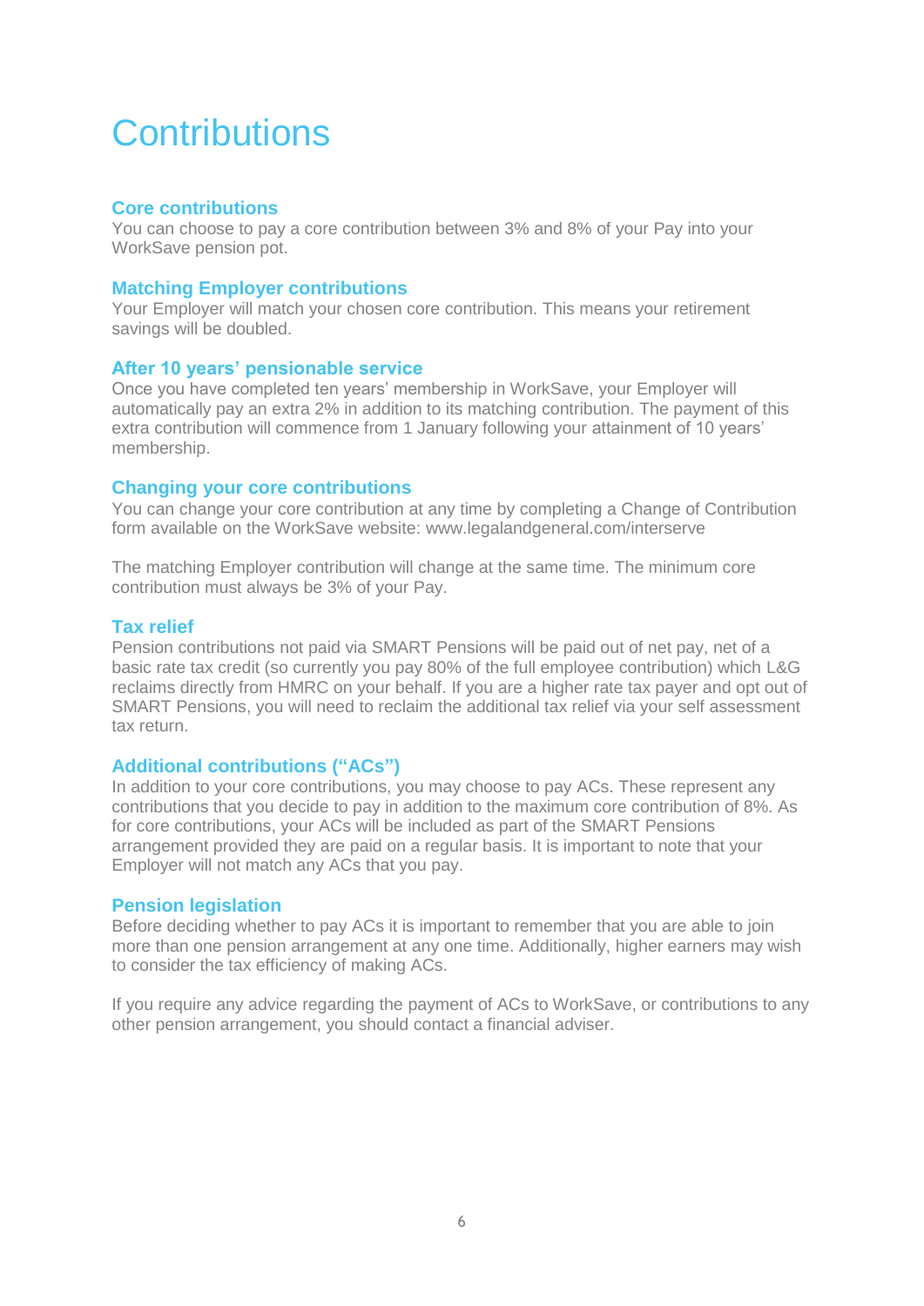# Contributions

## Core contributions

You can choose to pay a core contribution between 3% and 8% of your Pay into your WorkSave pension pot.

## Matching Employer contributions

Your Employer will match your chosen core contribution. This means your retirement savings will be doubled.

## After 10 years' pensionable service

Once you have completed ten years' membership in WorkSave, your Employer will automatically pay an extra 2% in addition to its matching contribution. The payment of this extra contribution will commence from 1 January following your attainment of 10 years' membership.

## Changing your core contributions

You can change your core contribution at any time by completing a Change of Contribution form available on the WorkSave website: www.legalandgeneral.com/interserve

The matching Employer contribution will change at the same time. The minimum core contribution must always be 3% of your Pay.

## Tax relief

Pension contributions not paid via SMART Pensions will be paid out of net pay, net of a basic rate tax credit (so currently you pay 80% of the full employee contribution) which L&G reclaims directly from HMRC on your behalf. If you are a higher rate tax payer and opt out of SMART Pensions, you will need to reclaim the additional tax relief via your self assessment tax return.

## Additional contributions ("ACs")

In addition to your core contributions, you may choose to pay ACs. These represent any contributions that you decide to pay in addition to the maximum core contribution of 8%. As for core contributions, your ACs will be included as part of the SMART Pensions arrangement provided they are paid on a regular basis. It is important to note that your Employer will not match any ACs that you pay.

## Pension legislation

Before deciding whether to pay ACs it is important to remember that you are able to join more than one pension arrangement at any one time. Additionally, higher earners may wish to consider the tax efficiency of making ACs.

If you require any advice regarding the payment of ACs to WorkSave, or contributions to any other pension arrangement, you should contact a financial adviser.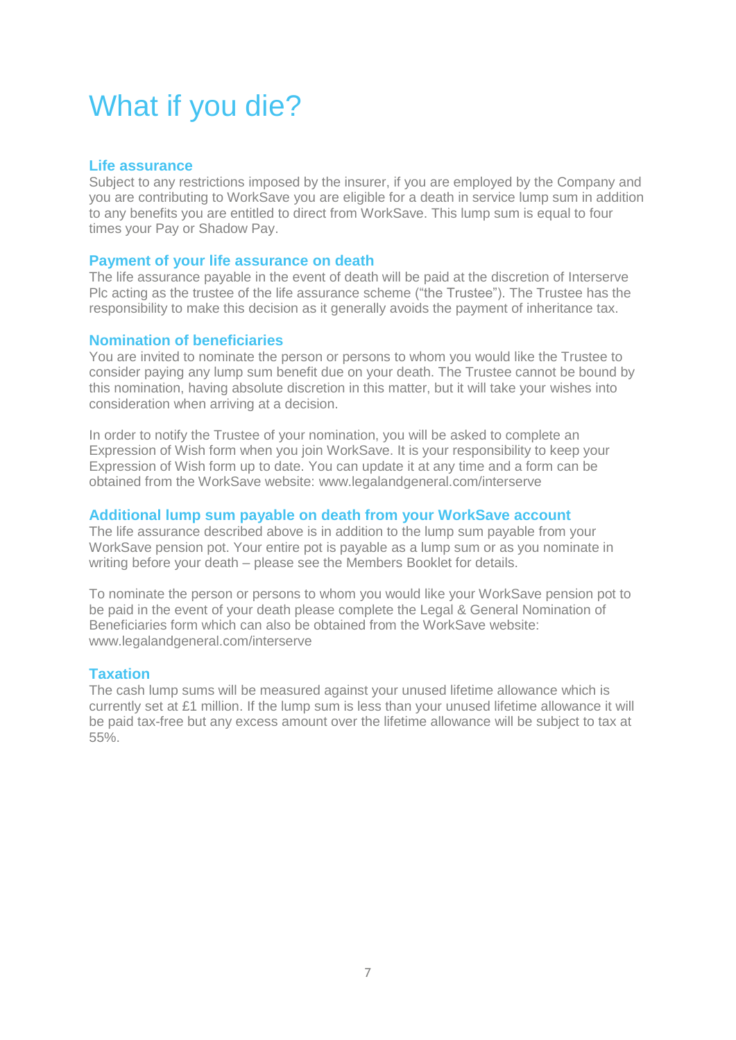# What if you die?

## Life assurance

Subject to any restrictions imposed by the insurer, if you are employed by the Company and you are contributing to WorkSave you are eligible for a death in service lump sum in addition to any benefits you are entitled to direct from WorkSave. This lump sum is equal to four times your Pay or Shadow Pay.

## Payment of your life assurance on death

The life assurance payable in the event of death will be paid at the discretion of Interserve Plc acting as the trustee of the life assurance scheme ("the Trustee"). The Trustee has the responsibility to make this decision as it generally avoids the payment of inheritance tax.

## Nomination of beneficiaries

You are invited to nominate the person or persons to whom you would like the Trustee to consider paying any lump sum benefit due on your death. The Trustee cannot be bound by this nomination, having absolute discretion in this matter, but it will take your wishes into consideration when arriving at a decision.

In order to notify the Trustee of your nomination, you will be asked to complete an Expression of Wish form when you join WorkSave. It is your responsibility to keep your Expression of Wish form up to date. You can update it at any time and a form can be obtained from the WorkSave website: www.legalandgeneral.com/interserve

## Additional lump sum payable on death from your WorkSave account

The life assurance described above is in addition to the lump sum payable from your WorkSave pension pot. Your entire pot is payable as a lump sum or as you nominate in writing before your death – please see the Members Booklet for details.

To nominate the person or persons to whom you would like your WorkSave pension pot to be paid in the event of your death please complete the Legal & General Nomination of Beneficiaries form which can also be obtained from the WorkSave website: www.legalandgeneral.com/interserve

## Taxation

The cash lump sums will be measured against your unused lifetime allowance which is currently set at £1 million. If the lump sum is less than your unused lifetime allowance it will be paid tax-free but any excess amount over the lifetime allowance will be subject to tax at 55%.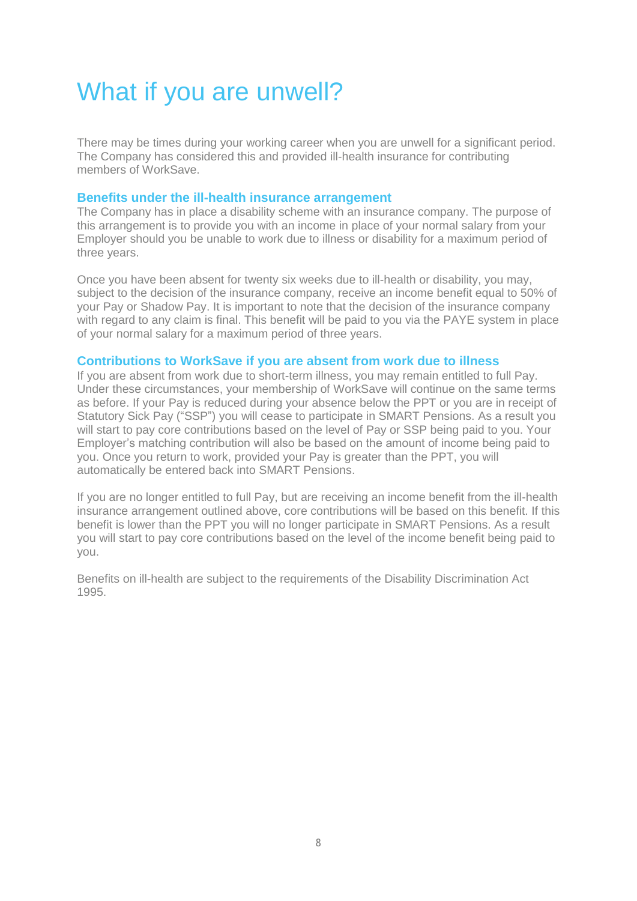# What if you are unwell?

There may be times during your working career when you are unwell for a significant period. The Company has considered this and provided ill-health insurance for contributing members of WorkSave.

## Benefits under the ill-health insurance arrangement

The Company has in place a disability scheme with an insurance company. The purpose of this arrangement is to provide you with an income in place of your normal salary from your Employer should you be unable to work due to illness or disability for a maximum period of three years.

Once you have been absent for twenty six weeks due to ill-health or disability, you may, subject to the decision of the insurance company, receive an income benefit equal to 50% of your Pay or Shadow Pay. It is important to note that the decision of the insurance company with regard to any claim is final. This benefit will be paid to you via the PAYE system in place of your normal salary for a maximum period of three years.

## Contributions to WorkSave if you are absent from work due to illness

If you are absent from work due to short-term illness, you may remain entitled to full Pay. Under these circumstances, your membership of WorkSave will continue on the same terms as before. If your Pay is reduced during your absence below the PPT or you are in receipt of Statutory Sick Pay ("SSP") you will cease to participate in SMART Pensions. As a result you will start to pay core contributions based on the level of Pay or SSP being paid to you. Your Employer's matching contribution will also be based on the amount of income being paid to you. Once you return to work, provided your Pay is greater than the PPT, you will automatically be entered back into SMART Pensions.

If you are no longer entitled to full Pay, but are receiving an income benefit from the ill-health insurance arrangement outlined above, core contributions will be based on this benefit. If this benefit is lower than the PPT you will no longer participate in SMART Pensions. As a result you will start to pay core contributions based on the level of the income benefit being paid to you.

Benefits on ill-health are subject to the requirements of the Disability Discrimination Act 1995.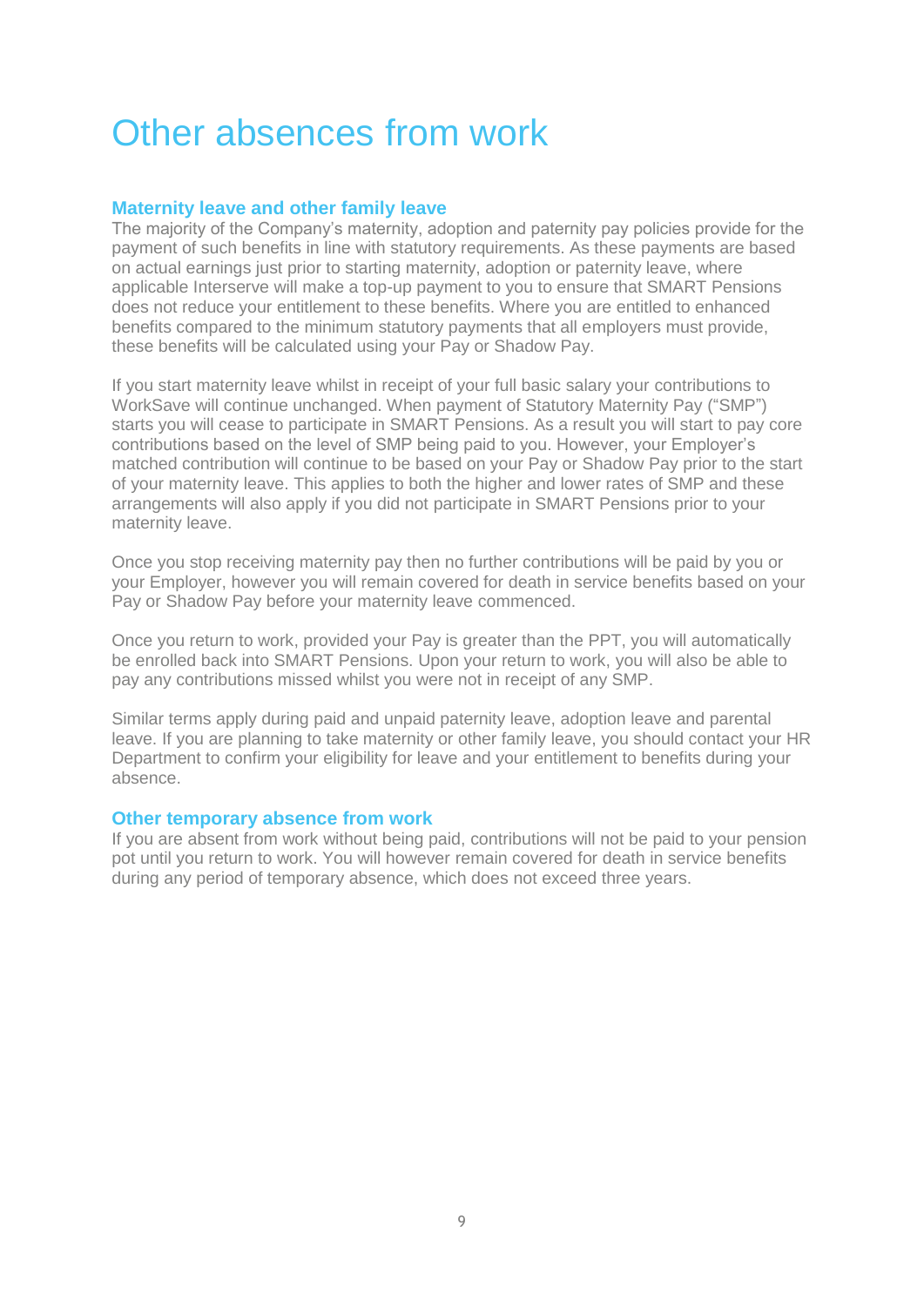# Other absences from work

### Maternity leave and other family leave

The majority of the Company's maternity, adoption and paternity pay policies provide for the payment of such benefits in line with statutory requirements. As these payments are based on actual earnings just prior to starting maternity, adoption or paternity leave, where applicable Interserve will make a top-up payment to you to ensure that SMART Pensions does not reduce your entitlement to these benefits. Where you are entitled to enhanced benefits compared to the minimum statutory payments that all employers must provide, these benefits will be calculated using your Pay or Shadow Pay.

If you start maternity leave whilst in receipt of your full basic salary your contributions to WorkSave will continue unchanged. When payment of Statutory Maternity Pay ("SMP") starts you will cease to participate in SMART Pensions. As a result you will start to pay core contributions based on the level of SMP being paid to you. However, your Employer's matched contribution will continue to be based on your Pay or Shadow Pay prior to the start of your maternity leave. This applies to both the higher and lower rates of SMP and these arrangements will also apply if you did not participate in SMART Pensions prior to your maternity leave.

Once you stop receiving maternity pay then no further contributions will be paid by you or your Employer, however you will remain covered for death in service benefits based on your Pay or Shadow Pay before your maternity leave commenced.

Once you return to work, provided your Pay is greater than the PPT, you will automatically be enrolled back into SMART Pensions. Upon your return to work, you will also be able to pay any contributions missed whilst you were not in receipt of any SMP.

Similar terms apply during paid and unpaid paternity leave, adoption leave and parental leave. If you are planning to take maternity or other family leave, you should contact your HR Department to confirm your eligibility for leave and your entitlement to benefits during your absence.

### Other temporary absence from work

If you are absent from work without being paid, contributions will not be paid to your pension pot until you return to work. You will however remain covered for death in service benefits during any period of temporary absence, which does not exceed three years.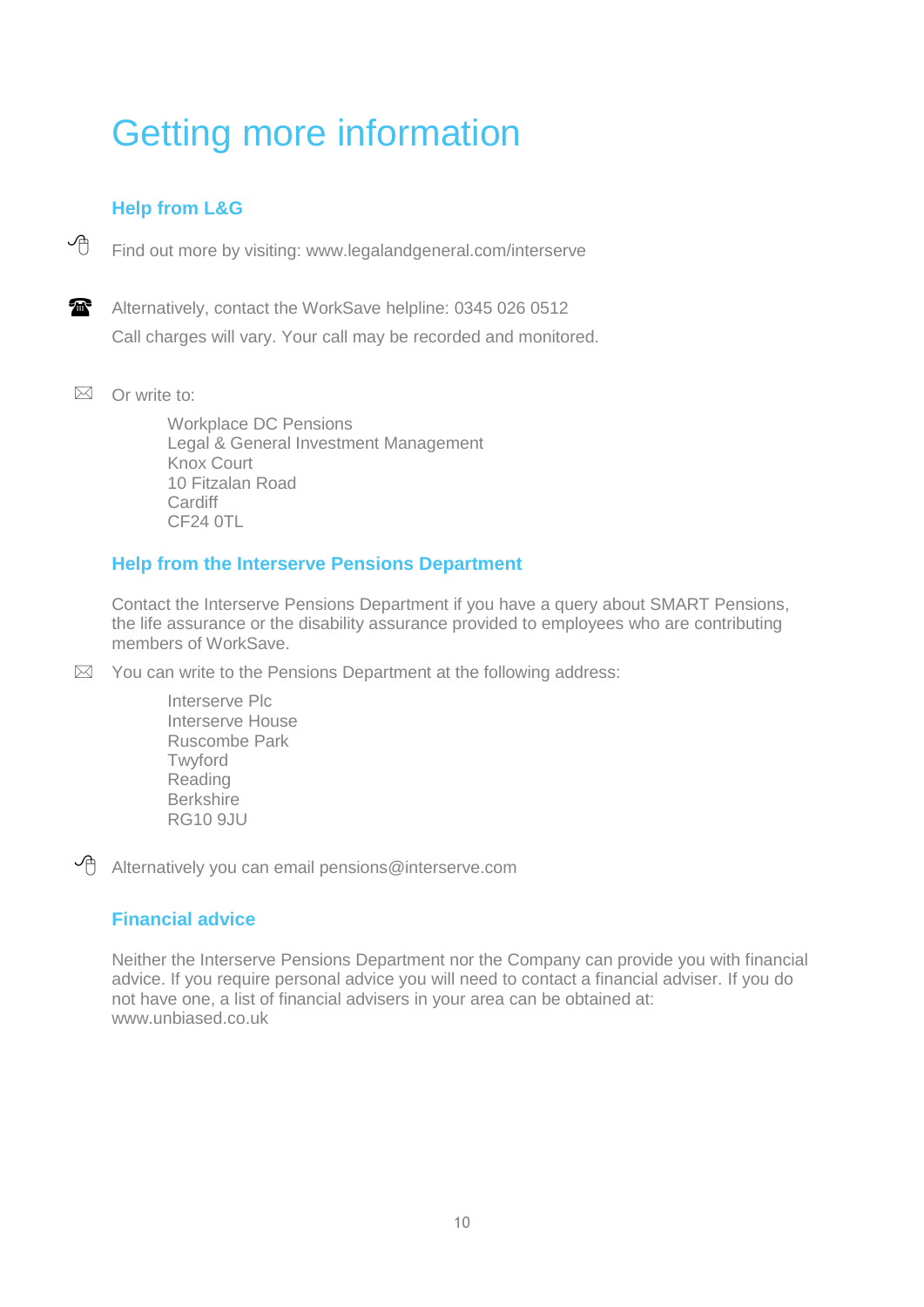# Getting more information

### Help from L&G

Find out more by visiting: www.legalandgeneral.com/interserve

Alternatively, contact the WorkSave helpline: 0345 026 0512

Call charges will vary. Your call may be recorded and monitored.

Or write to:

Workplace DC Pensions
Legal & General Investment Management
Knox Court
10 Fitzalan Road
Cardiff
CF24 0TL

### Help from the Interserve Pensions Department

Contact the Interserve Pensions Department if you have a query about SMART Pensions, the life assurance or the disability assurance provided to employees who are contributing members of WorkSave.

You can write to the Pensions Department at the following address:

Interserve Plc
Interserve House
Ruscombe Park
Twyford
Reading
Berkshire
RG10 9JU

Alternatively you can email pensions@interserve.com

### Financial advice

Neither the Interserve Pensions Department nor the Company can provide you with financial advice. If you require personal advice you will need to contact a financial adviser. If you do not have one, a list of financial advisers in your area can be obtained at: www.unbiased.co.uk